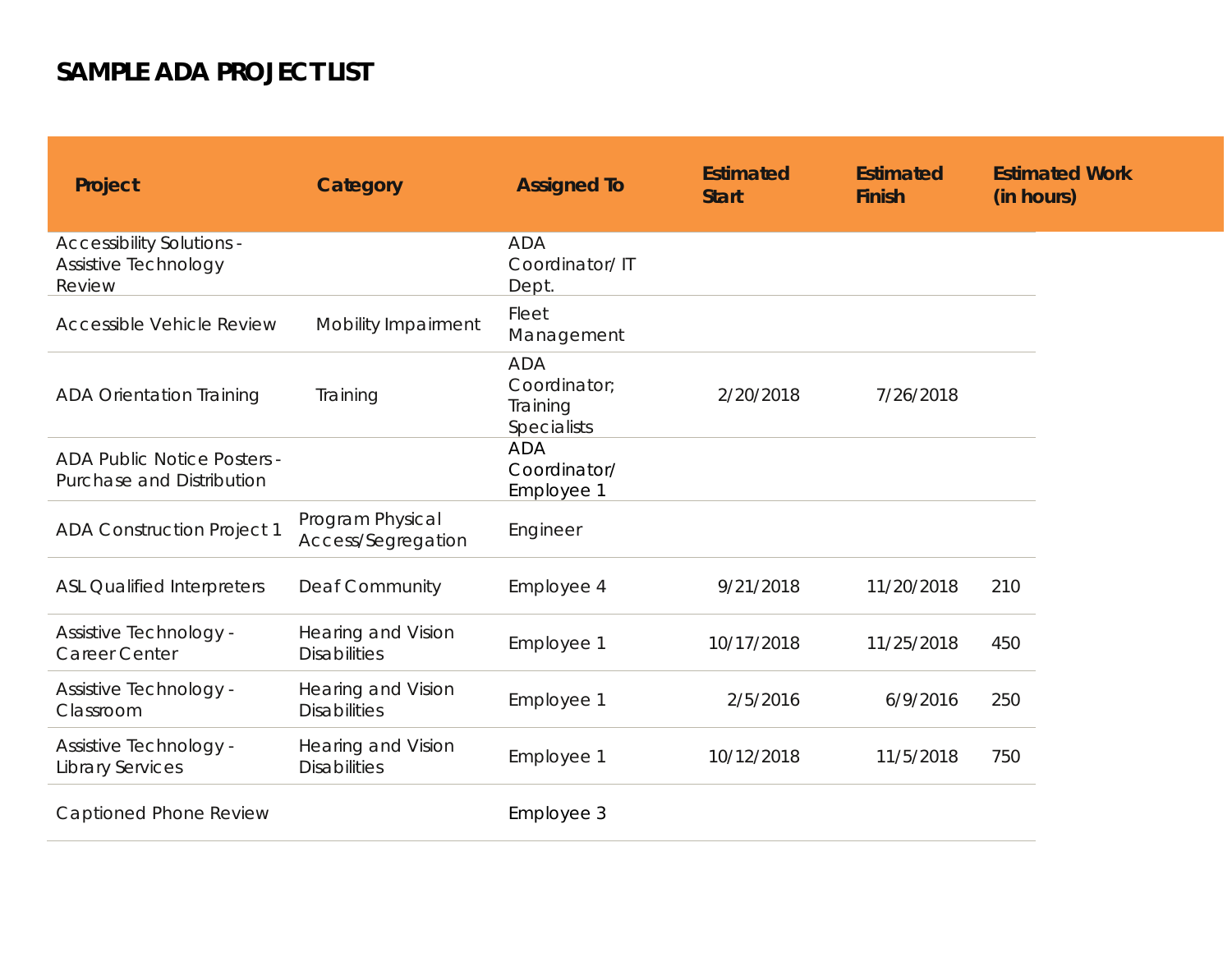# SAMPLE ADA PROJECT LIST

| Project | Category | Assigned To | Estimated Start | Estimated Finish | Estimated Work (in hours) |
|---|---|---|---|---|---|
| Accessibility Solutions - Assistive Technology Review | | ADA Coordinator/ IT Dept. | | | |
| Accessible Vehicle Review | Mobility Impairment | Fleet Management | | | |
| ADA Orientation Training | Training | ADA Coordinator; Training Specialists | 2/20/2018 | 7/26/2018 | |
| ADA Public Notice Posters - Purchase and Distribution | | ADA Coordinator/ Employee 1 | | | |
| ADA Construction Project 1 | Program Physical Access/Segregation | Engineer | | | |
| ASL Qualified Interpreters | Deaf Community | Employee 4 | 9/21/2018 | 11/20/2018 | 210 |
| Assistive Technology - Career Center | Hearing and Vision Disabilities | Employee 1 | 10/17/2018 | 11/25/2018 | 450 |
| Assistive Technology - Classroom | Hearing and Vision Disabilities | Employee 1 | 2/5/2016 | 6/9/2016 | 250 |
| Assistive Technology - Library Services | Hearing and Vision Disabilities | Employee 1 | 10/12/2018 | 11/5/2018 | 750 |
| Captioned Phone Review | | Employee 3 | | | |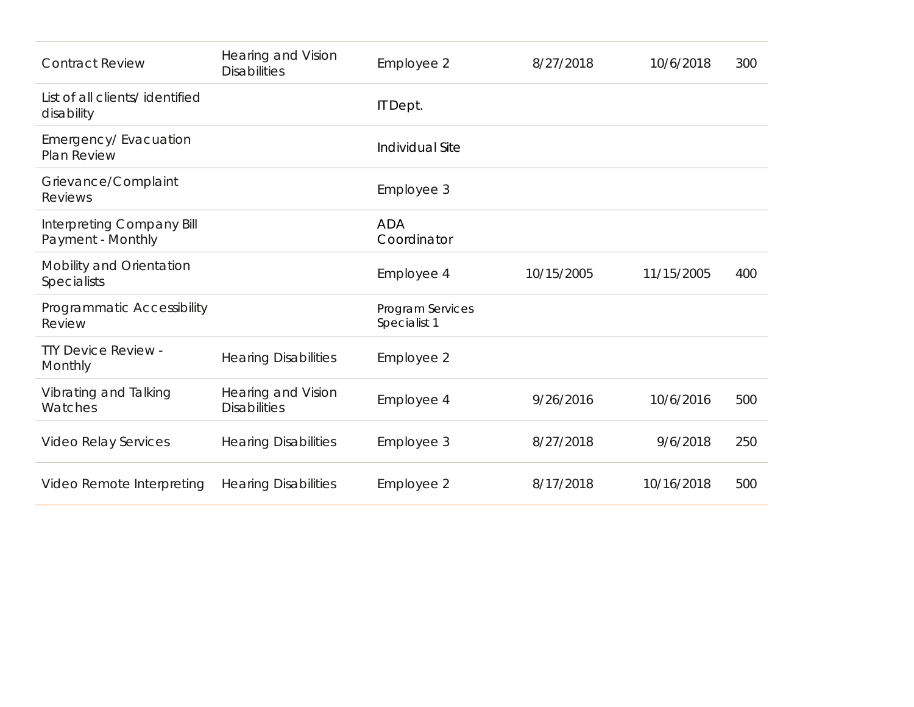| | | | | | |
|---|---|---|---|---|---|
| Contract Review | Hearing and Vision Disabilities | Employee 2 | 8/27/2018 | 10/6/2018 | 300 |
| List of all clients/ identified disability | | IT Dept. | | | |
| Emergency/ Evacuation Plan Review | | Individual Site | | | |
| Grievance/Complaint Reviews | | Employee 3 | | | |
| Interpreting Company Bill Payment - Monthly | | ADA Coordinator | | | |
| Mobility and Orientation Specialists | | Employee 4 | 10/15/2005 | 11/15/2005 | 400 |
| Programmatic Accessibility Review | | Program Services Specialist 1 | | | |
| TTY Device Review - Monthly | Hearing Disabilities | Employee 2 | | | |
| Vibrating and Talking Watches | Hearing and Vision Disabilities | Employee 4 | 9/26/2016 | 10/6/2016 | 500 |
| Video Relay Services | Hearing Disabilities | Employee 3 | 8/27/2018 | 9/6/2018 | 250 |
| Video Remote Interpreting | Hearing Disabilities | Employee 2 | 8/17/2018 | 10/16/2018 | 500 |